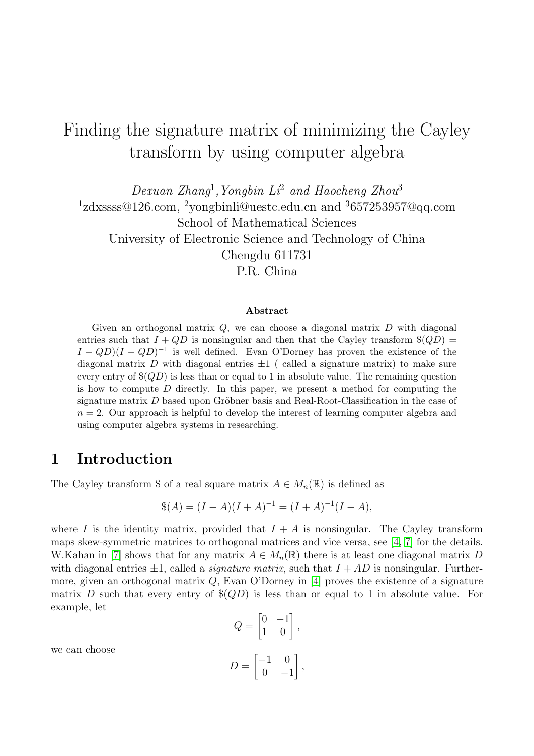# Finding the signature matrix of minimizing the Cayley transform by using computer algebra

*Dexuan Zhang*[1]*, Yongbin Li*[2] *and Haocheng Zhou*[3]

[1]zdxssss@126.com, [2]yongbinli@uestc.edu.cn and [3]657253957@qq.com

School of Mathematical Sciences

University of Electronic Science and Technology of China

Chengdu 611731

P.R. China

**Abstract**

Given an orthogonal matrix $Q$, we can choose a diagonal matrix $D$ with diagonal entries such that $I + QD$ is nonsingular and then that the Cayley transform $\$(QD) = I + QD)(I - QD)^{-1}$ is well defined. Evan O'Dorney has proven the existence of the diagonal matrix $D$ with diagonal entries $\pm 1$ ( called a signature matrix) to make sure every entry of $\$(QD)$ is less than or equal to 1 in absolute value. The remaining question is how to compute $D$ directly. In this paper, we present a method for computing the signature matrix $D$ based upon Gröbner basis and Real-Root-Classification in the case of $n = 2$. Our approach is helpful to develop the interest of learning computer algebra and using computer algebra systems in researching.

## 1 Introduction

The Cayley transform $\$$ of a real square matrix $A \in M_n(\mathbb{R})$ is defined as

$$\$(A) = (I - A)(I + A)^{-1} = (I + A)^{-1}(I - A),$$

where $I$ is the identity matrix, provided that $I + A$ is nonsingular. The Cayley transform maps skew-symmetric matrices to orthogonal matrices and vice versa, see [4, 7] for the details. W.Kahan in [7] shows that for any matrix $A \in M_n(\mathbb{R})$ there is at least one diagonal matrix $D$ with diagonal entries $\pm 1$, called a *signature matrix*, such that $I + AD$ is nonsingular. Furthermore, given an orthogonal matrix $Q$, Evan O'Dorney in [4] proves the existence of a signature matrix $D$ such that every entry of $\$(QD)$ is less than or equal to 1 in absolute value. For example, let

$$Q = \begin{bmatrix} 0 & -1 \\ 1 & 0 \end{bmatrix},$$

we can choose

$$D = \begin{bmatrix} -1 & 0 \\ 0 & -1 \end{bmatrix},$$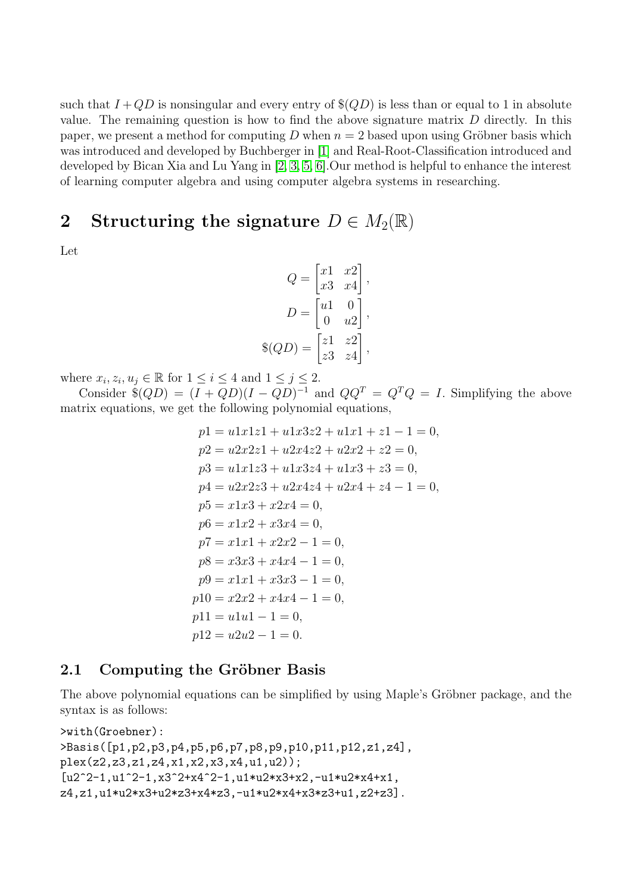such that $I + QD$ is nonsingular and every entry of $\$(QD)$ is less than or equal to 1 in absolute value. The remaining question is how to find the above signature matrix $D$ directly. In this paper, we present a method for computing $D$ when $n = 2$ based upon using Gröbner basis which was introduced and developed by Buchberger in [1] and Real-Root-Classification introduced and developed by Bican Xia and Lu Yang in [2, 3, 5, 6].Our method is helpful to enhance the interest of learning computer algebra and using computer algebra systems in researching.

## 2 Structuring the signature $D \in M_2(\mathbb{R})$

Let

$$Q = \begin{bmatrix} x1 & x2 \\ x3 & x4 \end{bmatrix},$$

$$D = \begin{bmatrix} u1 & 0 \\ 0 & u2 \end{bmatrix},$$

$$\$(QD) = \begin{bmatrix} z1 & z2 \\ z3 & z4 \end{bmatrix},$$

where $x_i, z_i, u_j \in \mathbb{R}$ for $1 \leq i \leq 4$ and $1 \leq j \leq 2$.

Consider $\$(QD) = (I + QD)(I - QD)^{-1}$ and $QQ^T = Q^T Q = I$. Simplifying the above matrix equations, we get the following polynomial equations,

$$
\begin{aligned}
p1 &= u1x1z1 + u1x3z2 + u1x1 + z1 - 1 = 0, \\
p2 &= u2x2z1 + u2x4z2 + u2x2 + z2 = 0, \\
p3 &= u1x1z3 + u1x3z4 + u1x3 + z3 = 0, \\
p4 &= u2x2z3 + u2x4z4 + u2x4 + z4 - 1 = 0, \\
p5 &= x1x3 + x2x4 = 0, \\
p6 &= x1x2 + x3x4 = 0, \\
p7 &= x1x1 + x2x2 - 1 = 0, \\
p8 &= x3x3 + x4x4 - 1 = 0, \\
p9 &= x1x1 + x3x3 - 1 = 0, \\
p10 &= x2x2 + x4x4 - 1 = 0, \\
p11 &= u1u1 - 1 = 0, \\
p12 &= u2u2 - 1 = 0.
\end{aligned}
$$

### 2.1 Computing the Gröbner Basis

The above polynomial equations can be simplified by using Maple's Gröbner package, and the syntax is as follows:

```
>with(Groebner):
>Basis([p1,p2,p3,p4,p5,p6,p7,p8,p9,p10,p11,p12,z1,z4],
plex(z2,z3,z1,z4,x1,x2,x3,x4,u1,u2));
[u2^2-1,u1^2-1,x3^2+x4^2-1,u1*u2*x3+x2,-u1*u2*x4+x1,
z4,z1,u1*u2*x3+u2*z3+x4*z3,-u1*u2*x4+x3*z3+u1,z2+z3].
```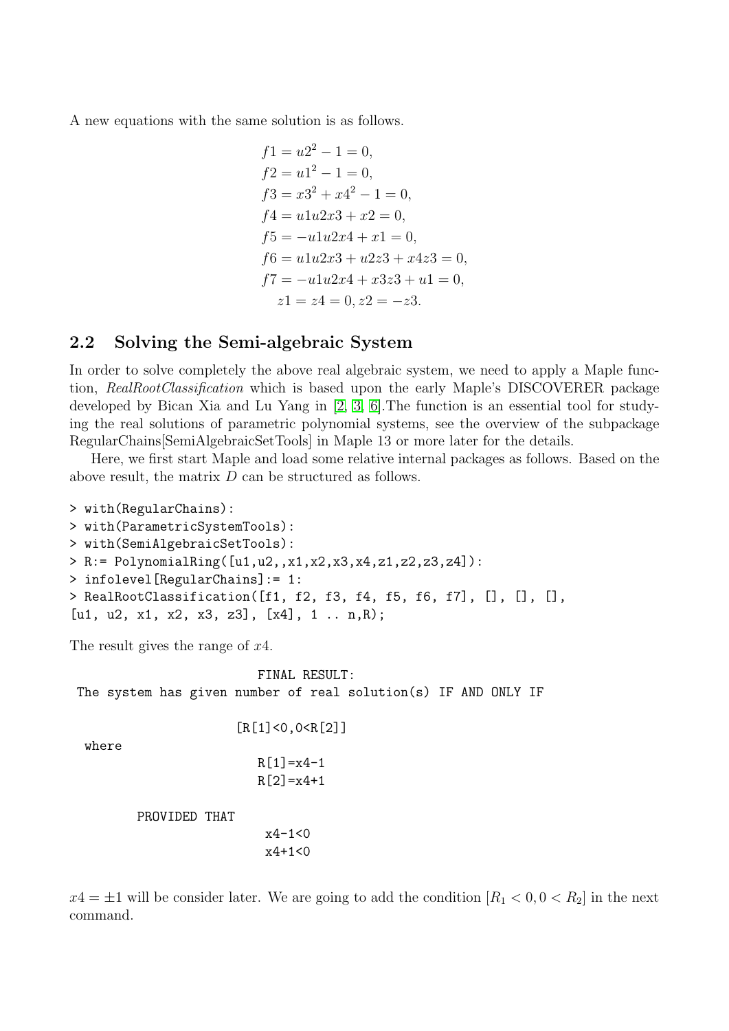A new equations with the same solution is as follows.

$$
\begin{aligned}
f1 &= u2^2 - 1 = 0,\\
f2 &= u1^2 - 1 = 0,\\
f3 &= x3^2 + x4^2 - 1 = 0,\\
f4 &= u1u2x3 + x2 = 0,\\
f5 &= -u1u2x4 + x1 = 0,\\
f6 &= u1u2x3 + u2z3 + x4z3 = 0,\\
f7 &= -u1u2x4 + x3z3 + u1 = 0,\\
z1 &= z4 = 0, z2 = -z3.
\end{aligned}
$$

## 2.2 Solving the Semi-algebraic System

In order to solve completely the above real algebraic system, we need to apply a Maple function, *RealRootClassification* which is based upon the early Maple's DISCOVERER package developed by Bican Xia and Lu Yang in [2, 3, 6].The function is an essential tool for studying the real solutions of parametric polynomial systems, see the overview of the subpackage RegularChains[SemiAlgebraicSetTools] in Maple 13 or more later for the details.

Here, we first start Maple and load some relative internal packages as follows. Based on the above result, the matrix $D$ can be structured as follows.

```
> with(RegularChains):
> with(ParametricSystemTools):
> with(SemiAlgebraicSetTools):
> R:= PolynomialRing([u1,u2,,x1,x2,x3,x4,z1,z2,z3,z4]):
> infolevel[RegularChains]:= 1:
> RealRootClassification([f1, f2, f3, f4, f5, f6, f7], [], [], [],
[u1, u2, x1, x2, x3, z3], [x4], 1 .. n,R);
```

The result gives the range of $x4$.

```
                        FINAL RESULT:
 The system has given number of real solution(s) IF AND ONLY IF

                      [R[1]<0,0<R[2]]
  where
                        R[1]=x4-1
                        R[2]=x4+1

        PROVIDED THAT
                         x4-1<0
                         x4+1<0
```

$x4 = \pm 1$ will be consider later. We are going to add the condition $[R_1 < 0, 0 < R_2]$ in the next command.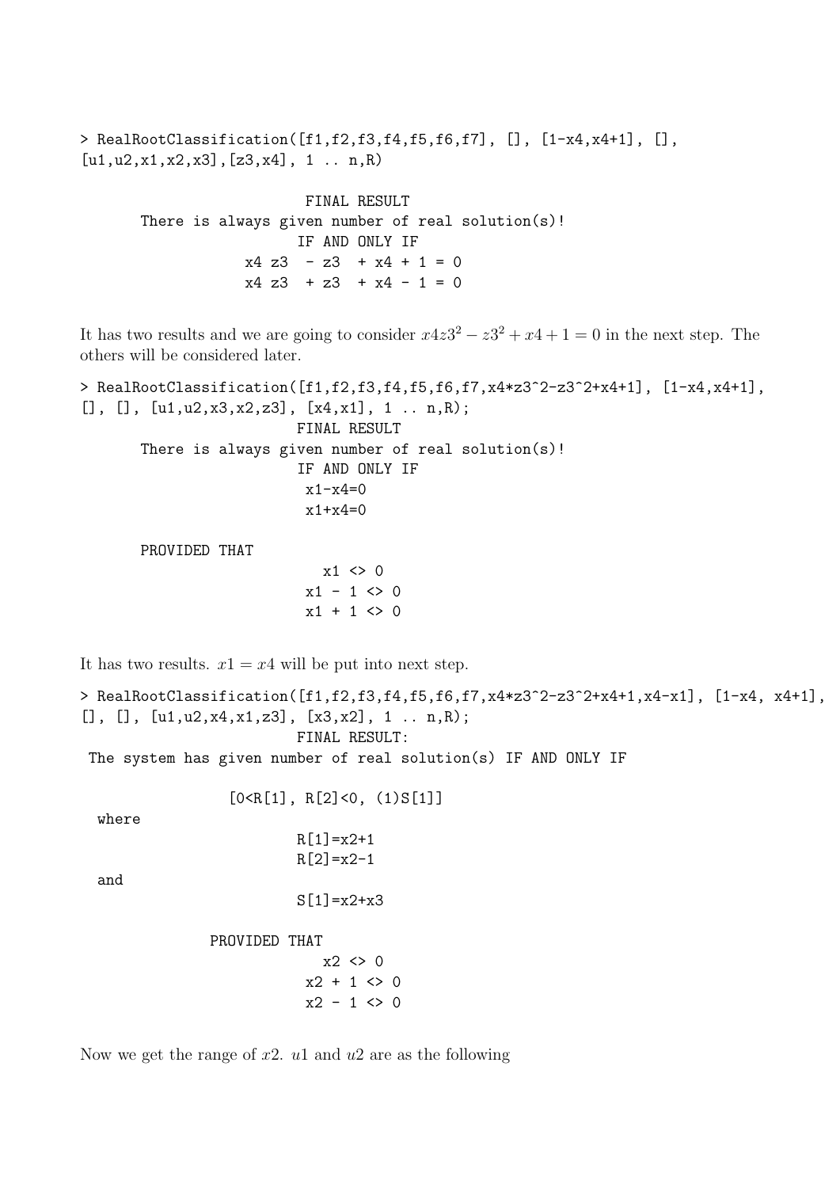```
> RealRootClassification([f1,f2,f3,f4,f5,f6,f7], [], [1-x4,x4+1], [],
[u1,u2,x1,x2,x3],[z3,x4], 1 .. n,R)

                          FINAL RESULT
       There is always given number of real solution(s)!
                         IF AND ONLY IF
                    x4 z3  - z3  + x4 + 1 = 0
                    x4 z3  + z3  + x4 - 1 = 0
```

It has two results and we are going to consider $x4z3^2 - z3^2 + x4 + 1 = 0$ in the next step. The others will be considered later.

```
> RealRootClassification([f1,f2,f3,f4,f5,f6,f7,x4*z3^2-z3^2+x4+1], [1-x4,x4+1],
[], [], [u1,u2,x3,x2,z3], [x4,x1], 1 .. n,R);
                         FINAL RESULT
       There is always given number of real solution(s)!
                         IF AND ONLY IF
                          x1-x4=0
                          x1+x4=0

       PROVIDED THAT
                            x1 <> 0
                          x1 - 1 <> 0
                          x1 + 1 <> 0
```

It has two results. $x1 = x4$ will be put into next step.

```
> RealRootClassification([f1,f2,f3,f4,f5,f6,f7,x4*z3^2-z3^2+x4+1,x4-x1], [1-x4, x4+1],
[], [], [u1,u2,x4,x1,z3], [x3,x2], 1 .. n,R);
                         FINAL RESULT:
 The system has given number of real solution(s) IF AND ONLY IF

                 [0<R[1], R[2]<0, (1)S[1]]
  where
                         R[1]=x2+1
                         R[2]=x2-1
  and
                         S[1]=x2+x3

               PROVIDED THAT
                            x2 <> 0
                          x2 + 1 <> 0
                          x2 - 1 <> 0
```

Now we get the range of $x2$. $u1$ and $u2$ are as the following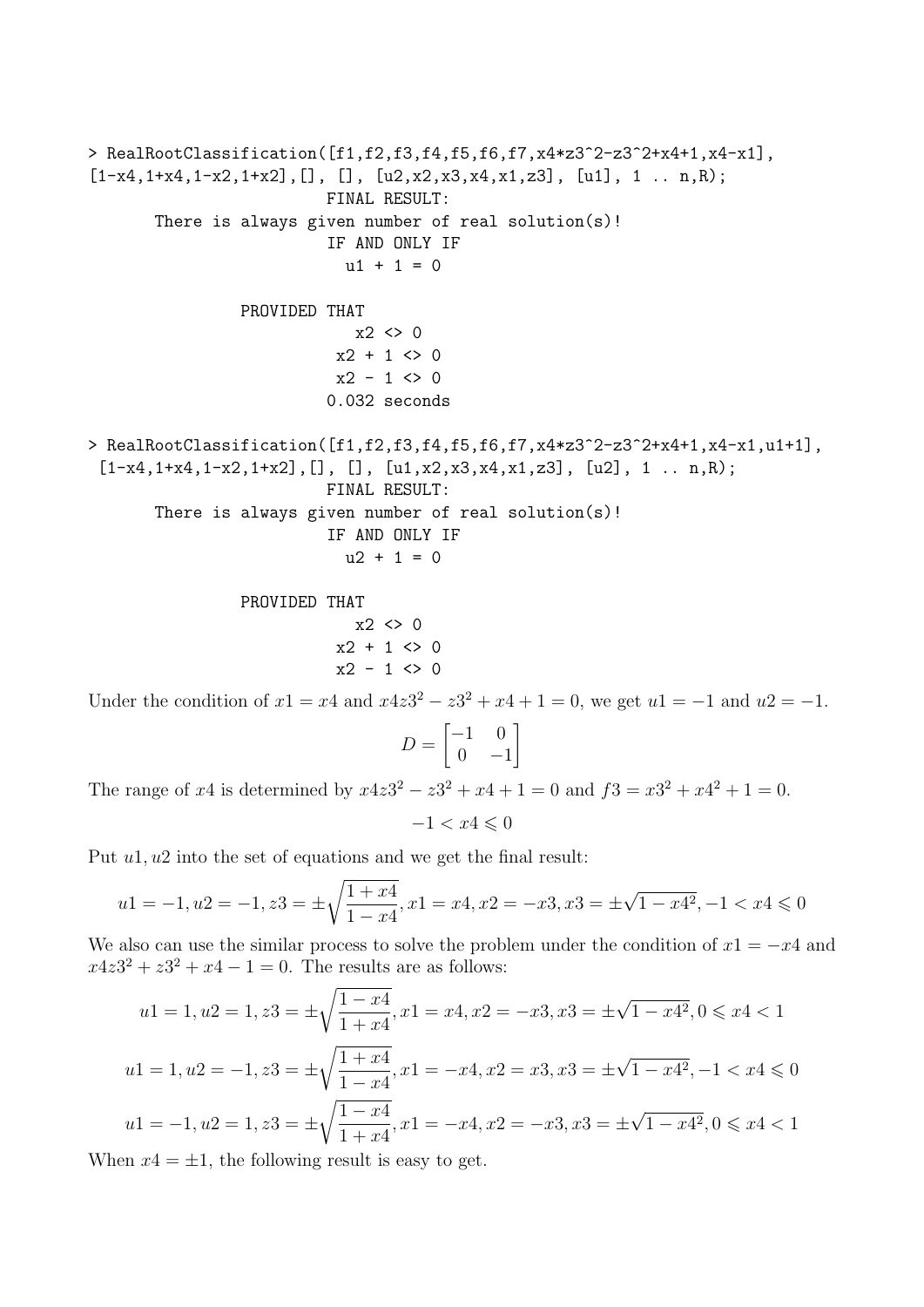```
> RealRootClassification([f1,f2,f3,f4,f5,f6,f7,x4*z3^2-z3^2+x4+1,x4-x1],
[1-x4,1+x4,1-x2,1+x2],[], [], [u2,x2,x3,x4,x1,z3], [u1], 1 .. n,R);
                        FINAL RESULT:
        There is always given number of real solution(s)!
                        IF AND ONLY IF
                          u1 + 1 = 0

                PROVIDED THAT
                          x2 <> 0
                         x2 + 1 <> 0
                         x2 - 1 <> 0
                        0.032 seconds

> RealRootClassification([f1,f2,f3,f4,f5,f6,f7,x4*z3^2-z3^2+x4+1,x4-x1,u1+1],
 [1-x4,1+x4,1-x2,1+x2],[], [], [u1,x2,x3,x4,x1,z3], [u2], 1 .. n,R);
                        FINAL RESULT:
        There is always given number of real solution(s)!
                        IF AND ONLY IF
                          u2 + 1 = 0

                PROVIDED THAT
                          x2 <> 0
                         x2 + 1 <> 0
                         x2 - 1 <> 0
```

Under the condition of $x1 = x4$ and $x4z3^2 - z3^2 + x4 + 1 = 0$, we get $u1 = -1$ and $u2 = -1$.

$$D = \begin{bmatrix} -1 & 0 \\ 0 & -1 \end{bmatrix}$$

The range of $x4$ is determined by $x4z3^2 - z3^2 + x4 + 1 = 0$ and $f3 = x3^2 + x4^2 + 1 = 0$.

$$-1 < x4 \leqslant 0$$

Put $u1, u2$ into the set of equations and we get the final result:

$$u1 = -1, u2 = -1, z3 = \pm\sqrt{\frac{1 + x4}{1 - x4}}, x1 = x4, x2 = -x3, x3 = \pm\sqrt{1 - x4^2}, -1 < x4 \leqslant 0$$

We also can use the similar process to solve the problem under the condition of $x1 = -x4$ and $x4z3^2 + z3^2 + x4 - 1 = 0$. The results are as follows:

$$u1 = 1, u2 = 1, z3 = \pm\sqrt{\frac{1 - x4}{1 + x4}}, x1 = x4, x2 = -x3, x3 = \pm\sqrt{1 - x4^2}, 0 \leqslant x4 < 1$$

$$u1 = 1, u2 = -1, z3 = \pm\sqrt{\frac{1 + x4}{1 - x4}}, x1 = -x4, x2 = x3, x3 = \pm\sqrt{1 - x4^2}, -1 < x4 \leqslant 0$$

$$u1 = -1, u2 = 1, z3 = \pm\sqrt{\frac{1 - x4}{1 + x4}}, x1 = -x4, x2 = -x3, x3 = \pm\sqrt{1 - x4^2}, 0 \leqslant x4 < 1$$

When $x4 = \pm 1$, the following result is easy to get.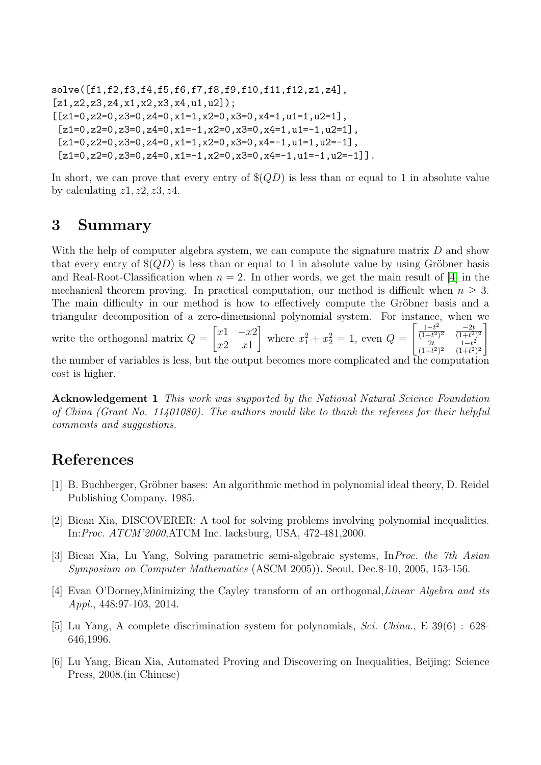```
solve([f1,f2,f3,f4,f5,f6,f7,f8,f9,f10,f11,f12,z1,z4],
[z1,z2,z3,z4,x1,x2,x3,x4,u1,u2]);
[[z1=0,z2=0,z3=0,z4=0,x1=1,x2=0,x3=0,x4=1,u1=1,u2=1],
 [z1=0,z2=0,z3=0,z4=0,x1=-1,x2=0,x3=0,x4=1,u1=-1,u2=1],
 [z1=0,z2=0,z3=0,z4=0,x1=1,x2=0,x3=0,x4=-1,u1=1,u2=-1],
 [z1=0,z2=0,z3=0,z4=0,x1=-1,x2=0,x3=0,x4=-1,u1=-1,u2=-1]].
```

In short, we can prove that every entry of $\$(QD)$ is less than or equal to 1 in absolute value by calculating $z1, z2, z3, z4$.

## 3 Summary

With the help of computer algebra system, we can compute the signature matrix $D$ and show that every entry of $\$(QD)$ is less than or equal to 1 in absolute value by using Gröbner basis and Real-Root-Classification when $n = 2$. In other words, we get the main result of [4] in the mechanical theorem proving. In practical computation, our method is difficult when $n \geq 3$. The main difficulty in our method is how to effectively compute the Gröbner basis and a triangular decomposition of a zero-dimensional polynomial system. For instance, when we write the orthogonal matrix $Q = \begin{bmatrix} x1 & -x2 \\ x2 & x1 \end{bmatrix}$ where $x_1^2 + x_2^2 = 1$, even $Q = \begin{bmatrix} \frac{1-t^2}{(1+t^2)^2} & \frac{-2t}{(1+t^2)^2} \\ \frac{2t}{(1+t^2)^2} & \frac{1-t^2}{(1+t^2)^2} \end{bmatrix}$ the number of variables is less, but the output becomes more complicated and the computation cost is higher.

**Acknowledgement 1** *This work was supported by the National Natural Science Foundation of China (Grant No. 11401080). The authors would like to thank the referees for their helpful comments and suggestions.*

# References

[1] B. Buchberger, Gröbner bases: An algorithmic method in polynomial ideal theory, D. Reidel Publishing Company, 1985.

[2] Bican Xia, DISCOVERER: A tool for solving problems involving polynomial inequalities. In:*Proc. ATCM'2000*,ATCM Inc. lacksburg, USA, 472-481,2000.

[3] Bican Xia, Lu Yang, Solving parametric semi-algebraic systems, In*Proc. the 7th Asian Symposium on Computer Mathematics* (ASCM 2005)). Seoul, Dec.8-10, 2005, 153-156.

[4] Evan O'Dorney,Minimizing the Cayley transform of an orthogonal,*Linear Algebra and its Appl.*, 448:97-103, 2014.

[5] Lu Yang, A complete discrimination system for polynomials, *Sci. China.*, E 39(6) : 628-646,1996.

[6] Lu Yang, Bican Xia, Automated Proving and Discovering on Inequalities, Beijing: Science Press, 2008.(in Chinese)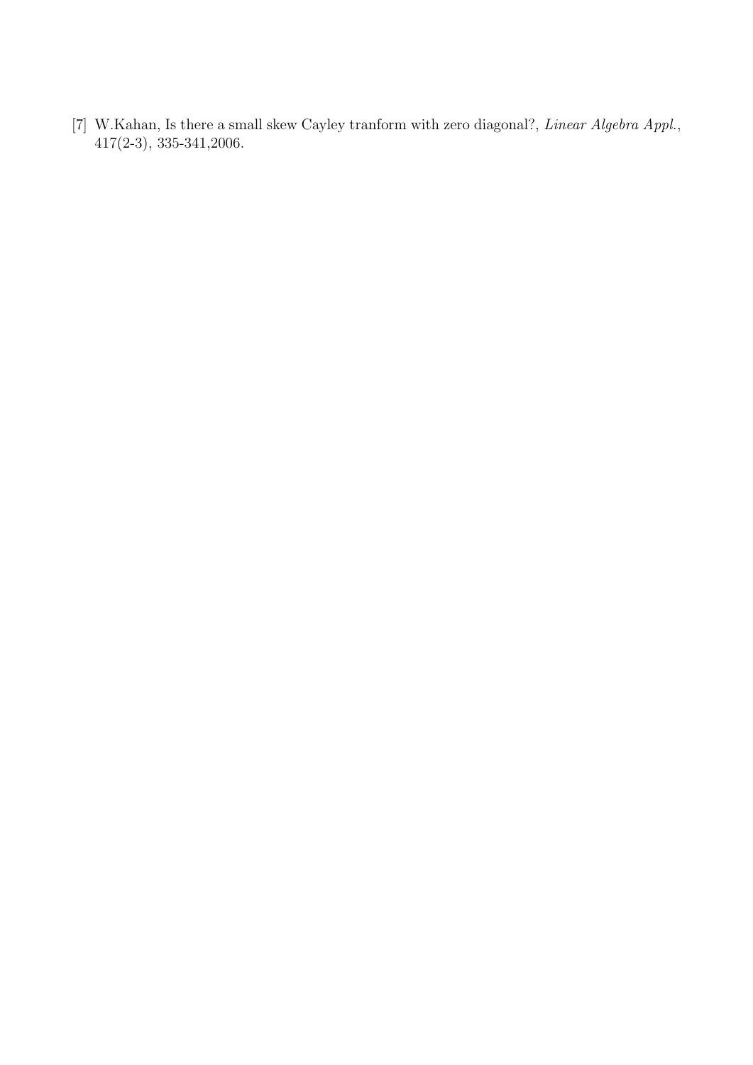[7] W.Kahan, Is there a small skew Cayley tranform with zero diagonal?, *Linear Algebra Appl.*, 417(2-3), 335-341,2006.